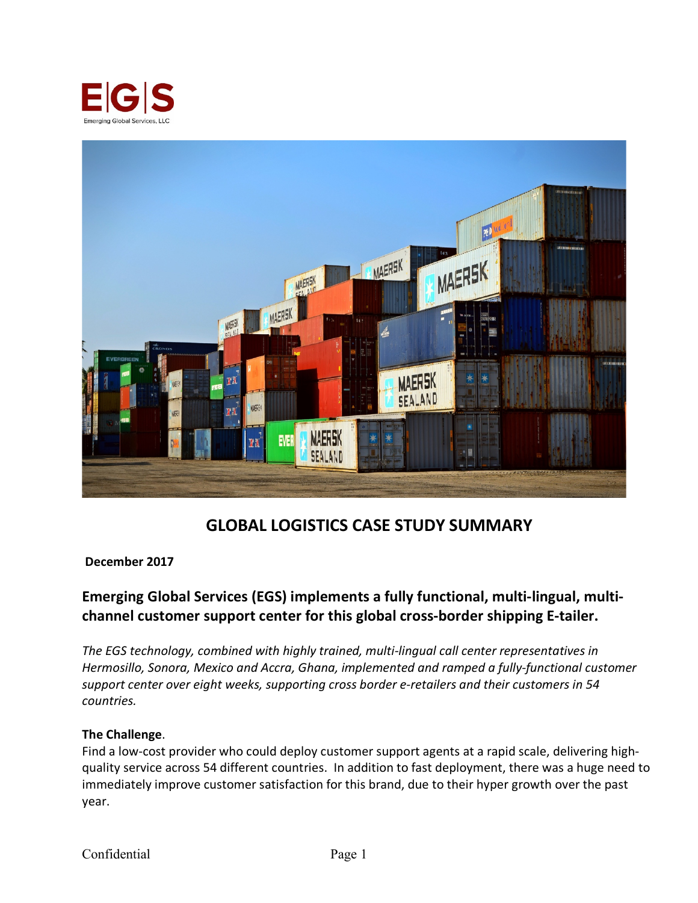E|G|S

Emerging Global Services, LLC

# GLOBAL LOGISTICS CASE STUDY SUMMARY

**December 2017**

## Emerging Global Services (EGS) implements a fully functional, multi-lingual, multi-channel customer support center for this global cross-border shipping E-tailer.

*The EGS technology, combined with highly trained, multi-lingual call center representatives in Hermosillo, Sonora, Mexico and Accra, Ghana, implemented and ramped a fully-functional customer support center over eight weeks, supporting cross border e-retailers and their customers in 54 countries.*

**The Challenge**.

Find a low-cost provider who could deploy customer support agents at a rapid scale, delivering high-quality service across 54 different countries. In addition to fast deployment, there was a huge need to immediately improve customer satisfaction for this brand, due to their hyper growth over the past year.

Confidential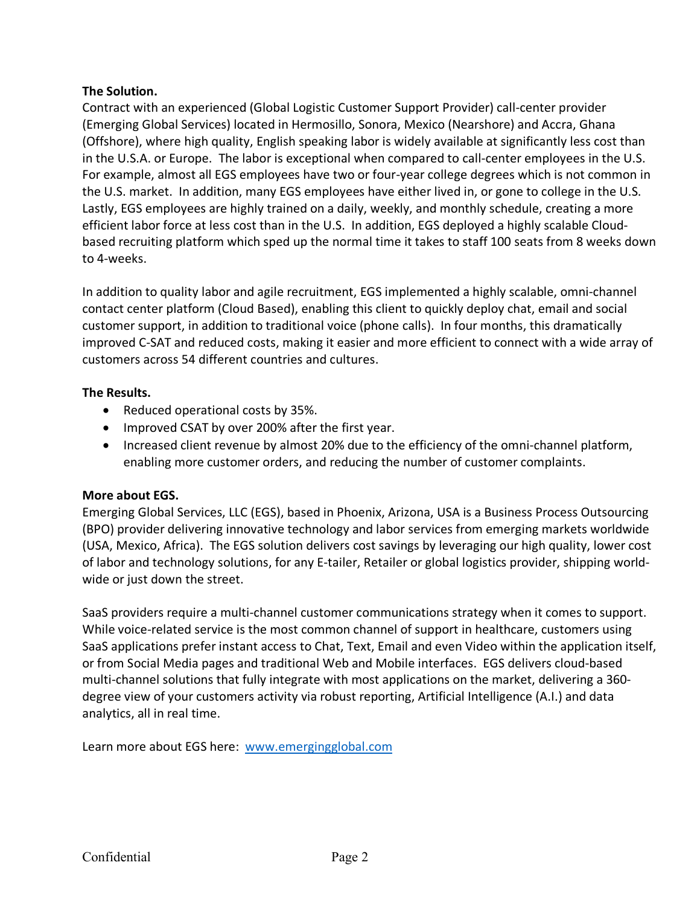**The Solution.**

Contract with an experienced (Global Logistic Customer Support Provider) call-center provider (Emerging Global Services) located in Hermosillo, Sonora, Mexico (Nearshore) and Accra, Ghana (Offshore), where high quality, English speaking labor is widely available at significantly less cost than in the U.S.A. or Europe. The labor is exceptional when compared to call-center employees in the U.S. For example, almost all EGS employees have two or four-year college degrees which is not common in the U.S. market. In addition, many EGS employees have either lived in, or gone to college in the U.S. Lastly, EGS employees are highly trained on a daily, weekly, and monthly schedule, creating a more efficient labor force at less cost than in the U.S. In addition, EGS deployed a highly scalable Cloud-based recruiting platform which sped up the normal time it takes to staff 100 seats from 8 weeks down to 4-weeks.

In addition to quality labor and agile recruitment, EGS implemented a highly scalable, omni-channel contact center platform (Cloud Based), enabling this client to quickly deploy chat, email and social customer support, in addition to traditional voice (phone calls). In four months, this dramatically improved C-SAT and reduced costs, making it easier and more efficient to connect with a wide array of customers across 54 different countries and cultures.

**The Results.**

- Reduced operational costs by 35%.
- Improved CSAT by over 200% after the first year.
- Increased client revenue by almost 20% due to the efficiency of the omni-channel platform, enabling more customer orders, and reducing the number of customer complaints.

**More about EGS.**

Emerging Global Services, LLC (EGS), based in Phoenix, Arizona, USA is a Business Process Outsourcing (BPO) provider delivering innovative technology and labor services from emerging markets worldwide (USA, Mexico, Africa). The EGS solution delivers cost savings by leveraging our high quality, lower cost of labor and technology solutions, for any E-tailer, Retailer or global logistics provider, shipping world-wide or just down the street.

SaaS providers require a multi-channel customer communications strategy when it comes to support. While voice-related service is the most common channel of support in healthcare, customers using SaaS applications prefer instant access to Chat, Text, Email and even Video within the application itself, or from Social Media pages and traditional Web and Mobile interfaces. EGS delivers cloud-based multi-channel solutions that fully integrate with most applications on the market, delivering a 360-degree view of your customers activity via robust reporting, Artificial Intelligence (A.I.) and data analytics, all in real time.

Learn more about EGS here: [www.emergingglobal.com](http://www.emergingglobal.com)